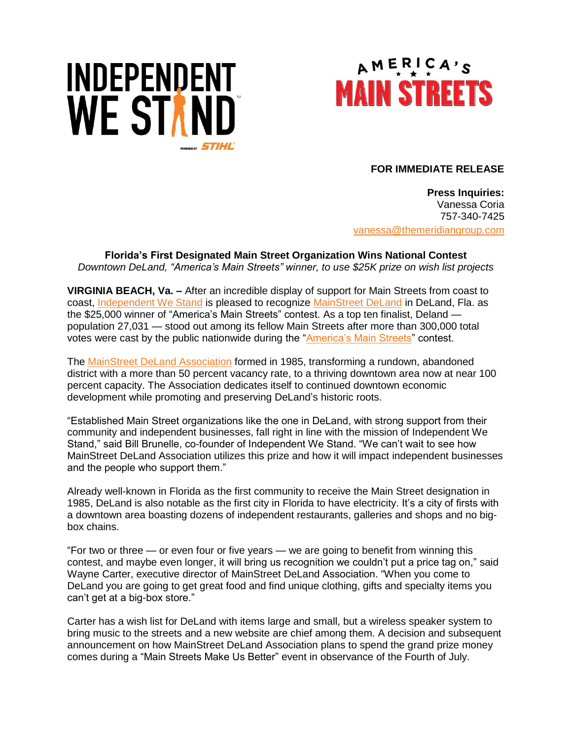INDEPENDENT WE STAND

POWERED BY STIHL

AMERICA'S MAIN STREETS

**FOR IMMEDIATE RELEASE**

**Press Inquiries:**
Vanessa Coria
757-340-7425
vanessa@themeridiangroup.com

**Florida's First Designated Main Street Organization Wins National Contest**

*Downtown DeLand, "America's Main Streets" winner, to use $25K prize on wish list projects*

**VIRGINIA BEACH, Va. –** After an incredible display of support for Main Streets from coast to coast, Independent We Stand is pleased to recognize MainStreet DeLand in DeLand, Fla. as the $25,000 winner of "America's Main Streets" contest. As a top ten finalist, Deland — population 27,031 — stood out among its fellow Main Streets after more than 300,000 total votes were cast by the public nationwide during the "America's Main Streets" contest.

The MainStreet DeLand Association formed in 1985, transforming a rundown, abandoned district with a more than 50 percent vacancy rate, to a thriving downtown area now at near 100 percent capacity. The Association dedicates itself to continued downtown economic development while promoting and preserving DeLand's historic roots.

"Established Main Street organizations like the one in DeLand, with strong support from their community and independent businesses, fall right in line with the mission of Independent We Stand," said Bill Brunelle, co-founder of Independent We Stand. "We can't wait to see how MainStreet DeLand Association utilizes this prize and how it will impact independent businesses and the people who support them."

Already well-known in Florida as the first community to receive the Main Street designation in 1985, DeLand is also notable as the first city in Florida to have electricity. It's a city of firsts with a downtown area boasting dozens of independent restaurants, galleries and shops and no big-box chains.

"For two or three — or even four or five years — we are going to benefit from winning this contest, and maybe even longer, it will bring us recognition we couldn't put a price tag on," said Wayne Carter, executive director of MainStreet DeLand Association. "When you come to DeLand you are going to get great food and find unique clothing, gifts and specialty items you can't get at a big-box store."

Carter has a wish list for DeLand with items large and small, but a wireless speaker system to bring music to the streets and a new website are chief among them. A decision and subsequent announcement on how MainStreet DeLand Association plans to spend the grand prize money comes during a "Main Streets Make Us Better" event in observance of the Fourth of July.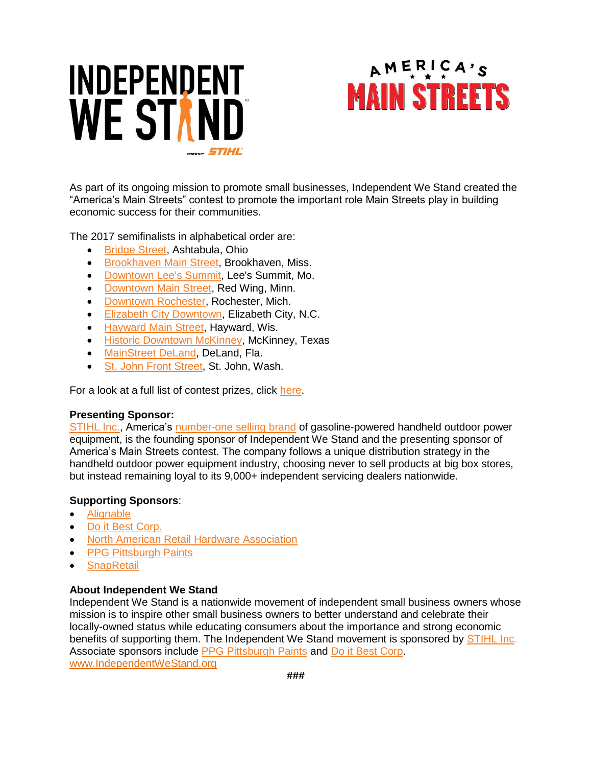INDEPENDENT WE STAND

POWERED BY STIHL

AMERICA'S MAIN STREETS

As part of its ongoing mission to promote small businesses, Independent We Stand created the "America's Main Streets" contest to promote the important role Main Streets play in building economic success for their communities.

The 2017 semifinalists in alphabetical order are:

- Bridge Street, Ashtabula, Ohio
- Brookhaven Main Street, Brookhaven, Miss.
- Downtown Lee's Summit, Lee's Summit, Mo.
- Downtown Main Street, Red Wing, Minn.
- Downtown Rochester, Rochester, Mich.
- Elizabeth City Downtown, Elizabeth City, N.C.
- Hayward Main Street, Hayward, Wis.
- Historic Downtown McKinney, McKinney, Texas
- MainStreet DeLand, DeLand, Fla.
- St. John Front Street, St. John, Wash.

For a look at a full list of contest prizes, click here.

**Presenting Sponsor:**
STIHL Inc., America's number-one selling brand of gasoline-powered handheld outdoor power equipment, is the founding sponsor of Independent We Stand and the presenting sponsor of America's Main Streets contest. The company follows a unique distribution strategy in the handheld outdoor power equipment industry, choosing never to sell products at big box stores, but instead remaining loyal to its 9,000+ independent servicing dealers nationwide.

**Supporting Sponsors**:

- Alignable
- Do it Best Corp.
- North American Retail Hardware Association
- PPG Pittsburgh Paints
- SnapRetail

**About Independent We Stand**
Independent We Stand is a nationwide movement of independent small business owners whose mission is to inspire other small business owners to better understand and celebrate their locally-owned status while educating consumers about the importance and strong economic benefits of supporting them. The Independent We Stand movement is sponsored by STIHL Inc. Associate sponsors include PPG Pittsburgh Paints and Do it Best Corp.
www.IndependentWeStand.org

###